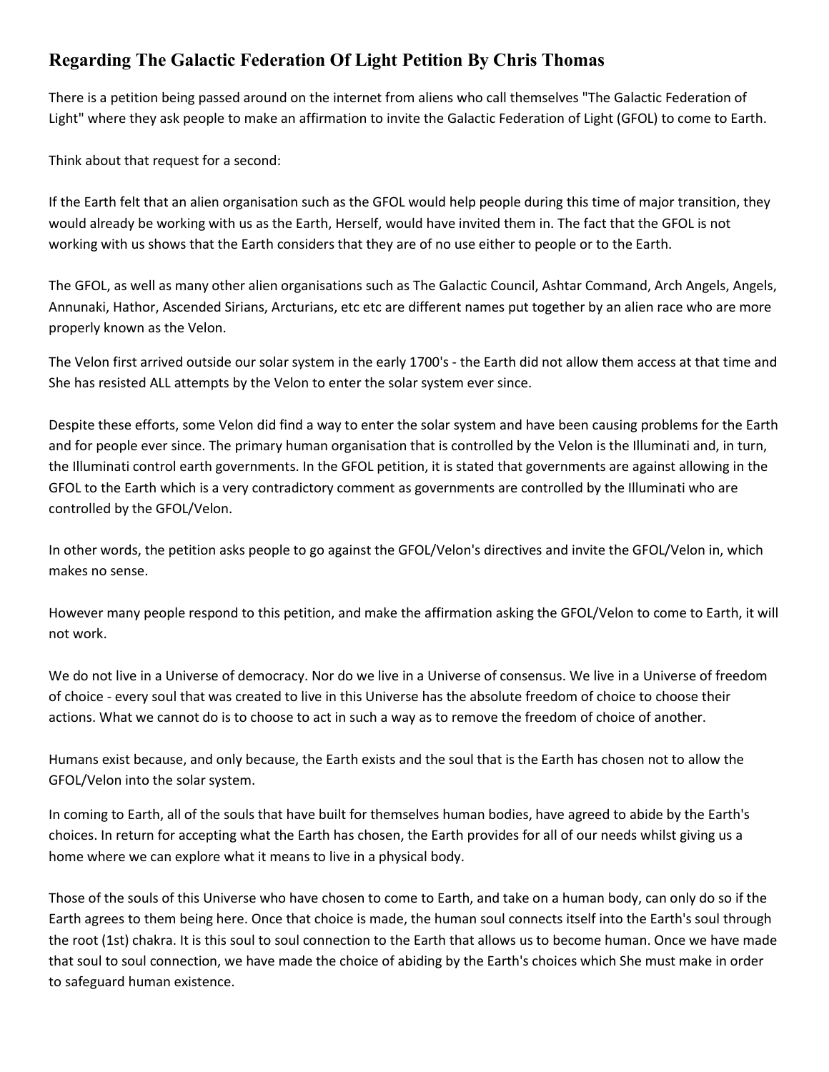## Regarding The Galactic Federation Of Light Petition By Chris Thomas

There is a petition being passed around on the internet from aliens who call themselves "The Galactic Federation of Light" where they ask people to make an affirmation to invite the Galactic Federation of Light (GFOL) to come to Earth.

Think about that request for a second:

If the Earth felt that an alien organisation such as the GFOL would help people during this time of major transition, they would already be working with us as the Earth, Herself, would have invited them in. The fact that the GFOL is not working with us shows that the Earth considers that they are of no use either to people or to the Earth.

The GFOL, as well as many other alien organisations such as The Galactic Council, Ashtar Command, Arch Angels, Angels, Annunaki, Hathor, Ascended Sirians, Arcturians, etc etc are different names put together by an alien race who are more properly known as the Velon.

The Velon first arrived outside our solar system in the early 1700's - the Earth did not allow them access at that time and She has resisted ALL attempts by the Velon to enter the solar system ever since.

Despite these efforts, some Velon did find a way to enter the solar system and have been causing problems for the Earth and for people ever since. The primary human organisation that is controlled by the Velon is the Illuminati and, in turn, the Illuminati control earth governments. In the GFOL petition, it is stated that governments are against allowing in the GFOL to the Earth which is a very contradictory comment as governments are controlled by the Illuminati who are controlled by the GFOL/Velon.

In other words, the petition asks people to go against the GFOL/Velon's directives and invite the GFOL/Velon in, which makes no sense.

However many people respond to this petition, and make the affirmation asking the GFOL/Velon to come to Earth, it will not work.

We do not live in a Universe of democracy. Nor do we live in a Universe of consensus. We live in a Universe of freedom of choice - every soul that was created to live in this Universe has the absolute freedom of choice to choose their actions. What we cannot do is to choose to act in such a way as to remove the freedom of choice of another.

Humans exist because, and only because, the Earth exists and the soul that is the Earth has chosen not to allow the GFOL/Velon into the solar system.

In coming to Earth, all of the souls that have built for themselves human bodies, have agreed to abide by the Earth's choices. In return for accepting what the Earth has chosen, the Earth provides for all of our needs whilst giving us a home where we can explore what it means to live in a physical body.

Those of the souls of this Universe who have chosen to come to Earth, and take on a human body, can only do so if the Earth agrees to them being here. Once that choice is made, the human soul connects itself into the Earth's soul through the root (1st) chakra. It is this soul to soul connection to the Earth that allows us to become human. Once we have made that soul to soul connection, we have made the choice of abiding by the Earth's choices which She must make in order to safeguard human existence.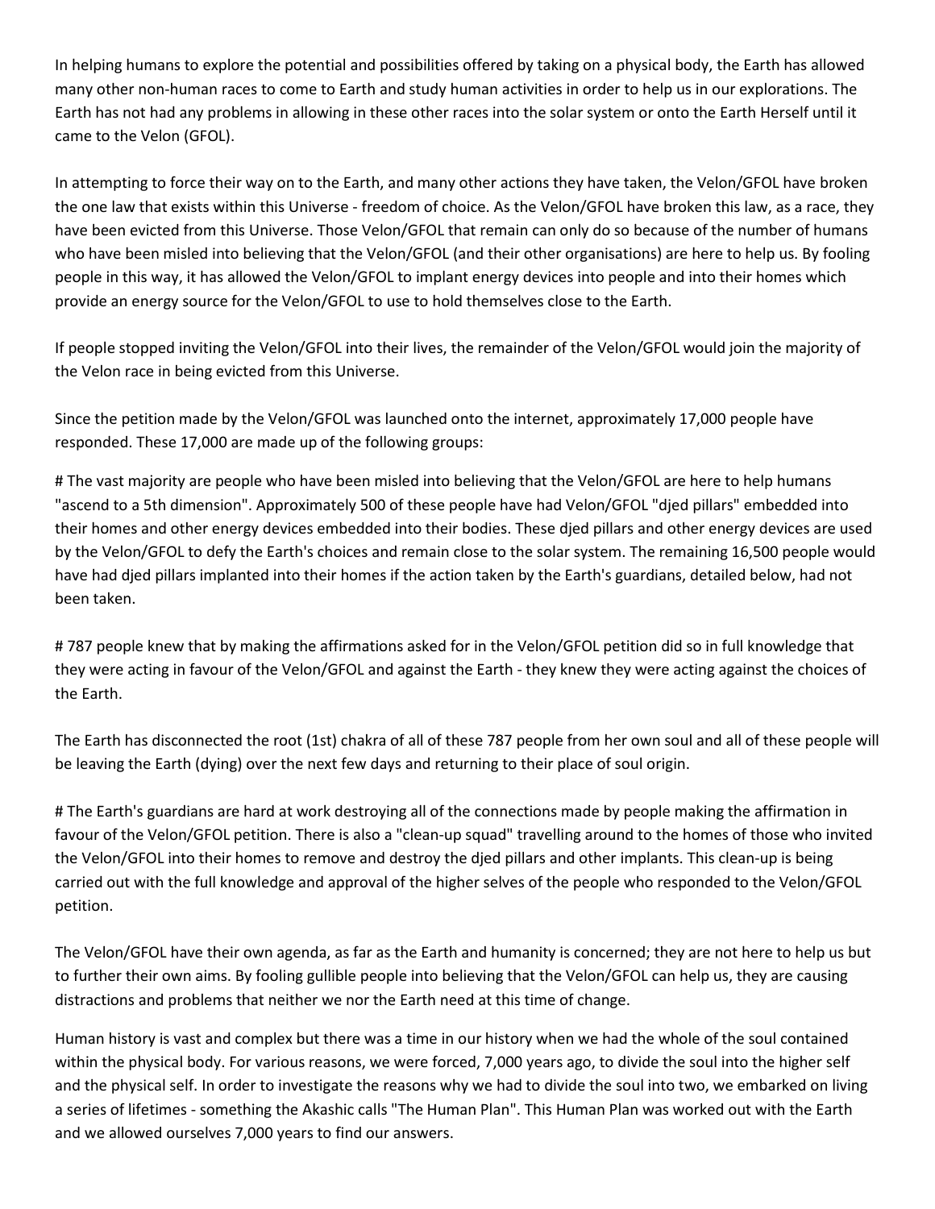In helping humans to explore the potential and possibilities offered by taking on a physical body, the Earth has allowed many other non-human races to come to Earth and study human activities in order to help us in our explorations. The Earth has not had any problems in allowing in these other races into the solar system or onto the Earth Herself until it came to the Velon (GFOL).

In attempting to force their way on to the Earth, and many other actions they have taken, the Velon/GFOL have broken the one law that exists within this Universe - freedom of choice. As the Velon/GFOL have broken this law, as a race, they have been evicted from this Universe. Those Velon/GFOL that remain can only do so because of the number of humans who have been misled into believing that the Velon/GFOL (and their other organisations) are here to help us. By fooling people in this way, it has allowed the Velon/GFOL to implant energy devices into people and into their homes which provide an energy source for the Velon/GFOL to use to hold themselves close to the Earth.

If people stopped inviting the Velon/GFOL into their lives, the remainder of the Velon/GFOL would join the majority of the Velon race in being evicted from this Universe.

Since the petition made by the Velon/GFOL was launched onto the internet, approximately 17,000 people have responded. These 17,000 are made up of the following groups:

# The vast majority are people who have been misled into believing that the Velon/GFOL are here to help humans "ascend to a 5th dimension". Approximately 500 of these people have had Velon/GFOL "djed pillars" embedded into their homes and other energy devices embedded into their bodies. These djed pillars and other energy devices are used by the Velon/GFOL to defy the Earth's choices and remain close to the solar system. The remaining 16,500 people would have had djed pillars implanted into their homes if the action taken by the Earth's guardians, detailed below, had not been taken.

# 787 people knew that by making the affirmations asked for in the Velon/GFOL petition did so in full knowledge that they were acting in favour of the Velon/GFOL and against the Earth - they knew they were acting against the choices of the Earth.

The Earth has disconnected the root (1st) chakra of all of these 787 people from her own soul and all of these people will be leaving the Earth (dying) over the next few days and returning to their place of soul origin.

# The Earth's guardians are hard at work destroying all of the connections made by people making the affirmation in favour of the Velon/GFOL petition. There is also a "clean-up squad" travelling around to the homes of those who invited the Velon/GFOL into their homes to remove and destroy the djed pillars and other implants. This clean-up is being carried out with the full knowledge and approval of the higher selves of the people who responded to the Velon/GFOL petition.

The Velon/GFOL have their own agenda, as far as the Earth and humanity is concerned; they are not here to help us but to further their own aims. By fooling gullible people into believing that the Velon/GFOL can help us, they are causing distractions and problems that neither we nor the Earth need at this time of change.

Human history is vast and complex but there was a time in our history when we had the whole of the soul contained within the physical body. For various reasons, we were forced, 7,000 years ago, to divide the soul into the higher self and the physical self. In order to investigate the reasons why we had to divide the soul into two, we embarked on living a series of lifetimes - something the Akashic calls "The Human Plan". This Human Plan was worked out with the Earth and we allowed ourselves 7,000 years to find our answers.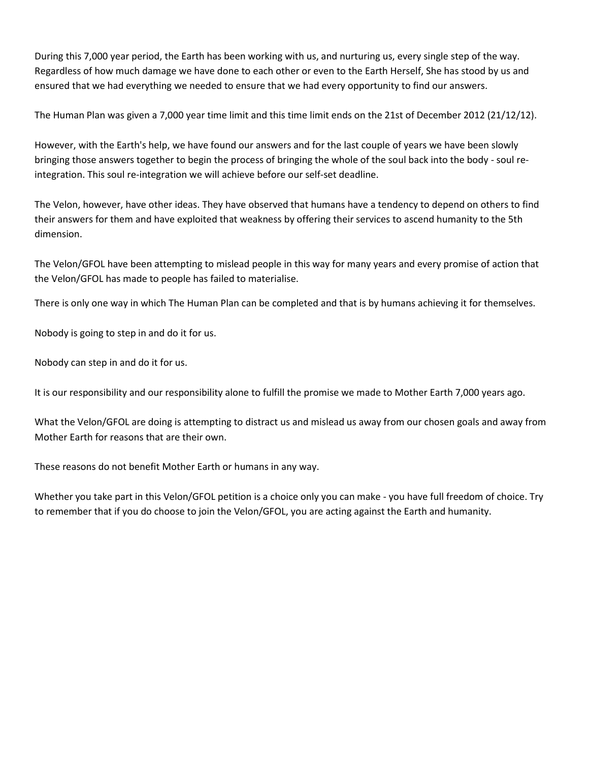During this 7,000 year period, the Earth has been working with us, and nurturing us, every single step of the way. Regardless of how much damage we have done to each other or even to the Earth Herself, She has stood by us and ensured that we had everything we needed to ensure that we had every opportunity to find our answers.

The Human Plan was given a 7,000 year time limit and this time limit ends on the 21st of December 2012 (21/12/12).

However, with the Earth's help, we have found our answers and for the last couple of years we have been slowly bringing those answers together to begin the process of bringing the whole of the soul back into the body - soul re-integration. This soul re-integration we will achieve before our self-set deadline.

The Velon, however, have other ideas. They have observed that humans have a tendency to depend on others to find their answers for them and have exploited that weakness by offering their services to ascend humanity to the 5th dimension.

The Velon/GFOL have been attempting to mislead people in this way for many years and every promise of action that the Velon/GFOL has made to people has failed to materialise.

There is only one way in which The Human Plan can be completed and that is by humans achieving it for themselves.

Nobody is going to step in and do it for us.

Nobody can step in and do it for us.

It is our responsibility and our responsibility alone to fulfill the promise we made to Mother Earth 7,000 years ago.

What the Velon/GFOL are doing is attempting to distract us and mislead us away from our chosen goals and away from Mother Earth for reasons that are their own.

These reasons do not benefit Mother Earth or humans in any way.

Whether you take part in this Velon/GFOL petition is a choice only you can make - you have full freedom of choice. Try to remember that if you do choose to join the Velon/GFOL, you are acting against the Earth and humanity.